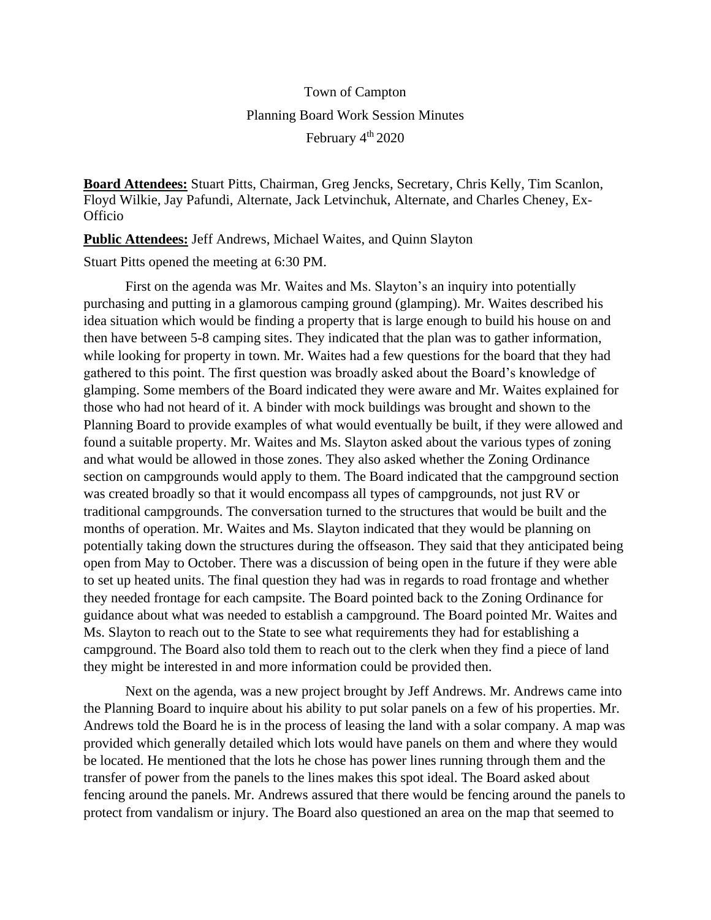Town of Campton

Planning Board Work Session Minutes

February 4th 2020

**Board Attendees:** Stuart Pitts, Chairman, Greg Jencks, Secretary, Chris Kelly, Tim Scanlon, Floyd Wilkie, Jay Pafundi, Alternate, Jack Letvinchuk, Alternate, and Charles Cheney, Ex-Officio

**Public Attendees:** Jeff Andrews, Michael Waites, and Quinn Slayton

Stuart Pitts opened the meeting at 6:30 PM.

First on the agenda was Mr. Waites and Ms. Slayton's an inquiry into potentially purchasing and putting in a glamorous camping ground (glamping). Mr. Waites described his idea situation which would be finding a property that is large enough to build his house on and then have between 5-8 camping sites. They indicated that the plan was to gather information, while looking for property in town. Mr. Waites had a few questions for the board that they had gathered to this point. The first question was broadly asked about the Board's knowledge of glamping. Some members of the Board indicated they were aware and Mr. Waites explained for those who had not heard of it. A binder with mock buildings was brought and shown to the Planning Board to provide examples of what would eventually be built, if they were allowed and found a suitable property. Mr. Waites and Ms. Slayton asked about the various types of zoning and what would be allowed in those zones. They also asked whether the Zoning Ordinance section on campgrounds would apply to them. The Board indicated that the campground section was created broadly so that it would encompass all types of campgrounds, not just RV or traditional campgrounds. The conversation turned to the structures that would be built and the months of operation. Mr. Waites and Ms. Slayton indicated that they would be planning on potentially taking down the structures during the offseason. They said that they anticipated being open from May to October. There was a discussion of being open in the future if they were able to set up heated units. The final question they had was in regards to road frontage and whether they needed frontage for each campsite. The Board pointed back to the Zoning Ordinance for guidance about what was needed to establish a campground. The Board pointed Mr. Waites and Ms. Slayton to reach out to the State to see what requirements they had for establishing a campground. The Board also told them to reach out to the clerk when they find a piece of land they might be interested in and more information could be provided then.

Next on the agenda, was a new project brought by Jeff Andrews. Mr. Andrews came into the Planning Board to inquire about his ability to put solar panels on a few of his properties. Mr. Andrews told the Board he is in the process of leasing the land with a solar company. A map was provided which generally detailed which lots would have panels on them and where they would be located. He mentioned that the lots he chose has power lines running through them and the transfer of power from the panels to the lines makes this spot ideal. The Board asked about fencing around the panels. Mr. Andrews assured that there would be fencing around the panels to protect from vandalism or injury. The Board also questioned an area on the map that seemed to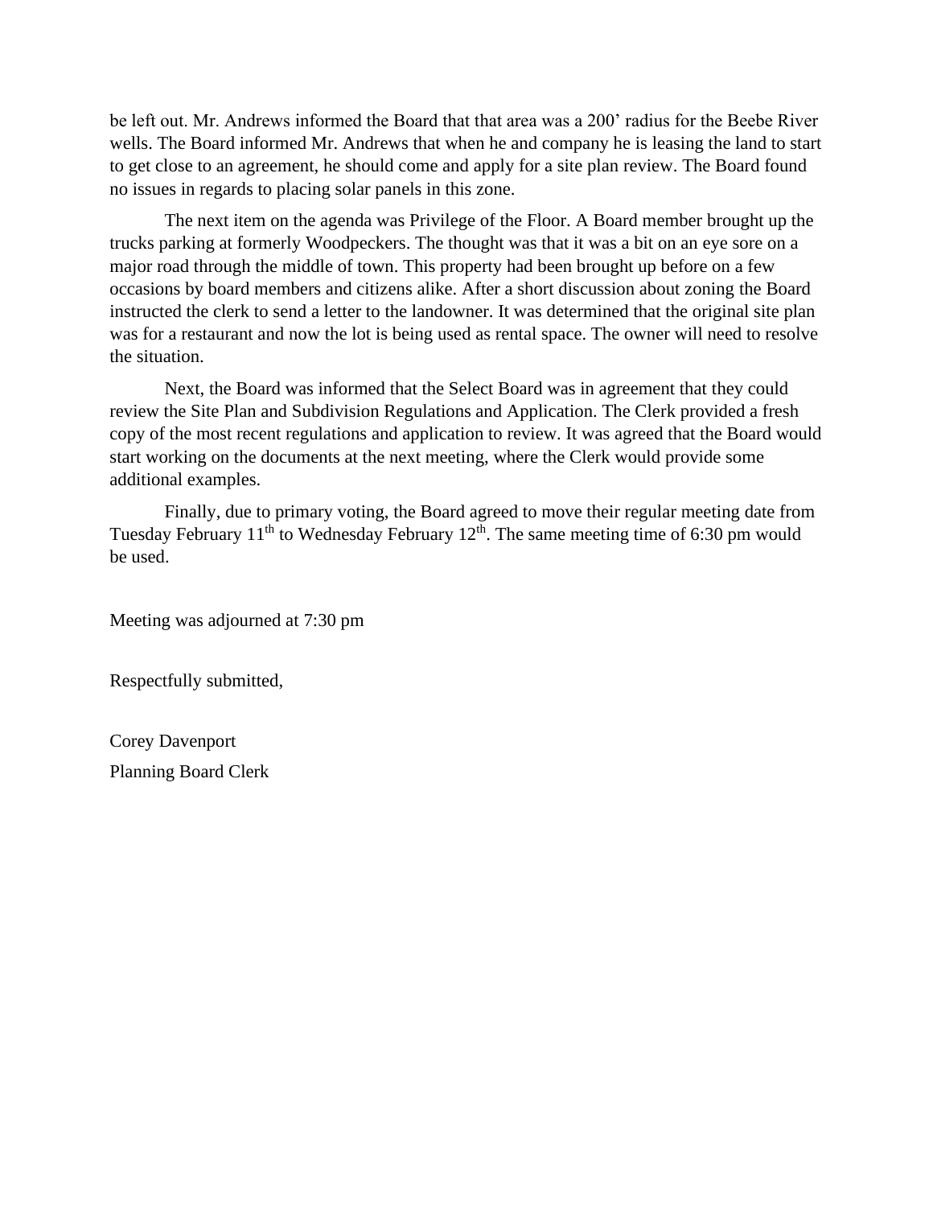be left out. Mr. Andrews informed the Board that that area was a 200' radius for the Beebe River wells. The Board informed Mr. Andrews that when he and company he is leasing the land to start to get close to an agreement, he should come and apply for a site plan review. The Board found no issues in regards to placing solar panels in this zone.

The next item on the agenda was Privilege of the Floor. A Board member brought up the trucks parking at formerly Woodpeckers. The thought was that it was a bit on an eye sore on a major road through the middle of town. This property had been brought up before on a few occasions by board members and citizens alike. After a short discussion about zoning the Board instructed the clerk to send a letter to the landowner. It was determined that the original site plan was for a restaurant and now the lot is being used as rental space. The owner will need to resolve the situation.

Next, the Board was informed that the Select Board was in agreement that they could review the Site Plan and Subdivision Regulations and Application. The Clerk provided a fresh copy of the most recent regulations and application to review. It was agreed that the Board would start working on the documents at the next meeting, where the Clerk would provide some additional examples.

Finally, due to primary voting, the Board agreed to move their regular meeting date from Tuesday February 11th to Wednesday February 12th. The same meeting time of 6:30 pm would be used.

Meeting was adjourned at 7:30 pm

Respectfully submitted,

Corey Davenport
Planning Board Clerk